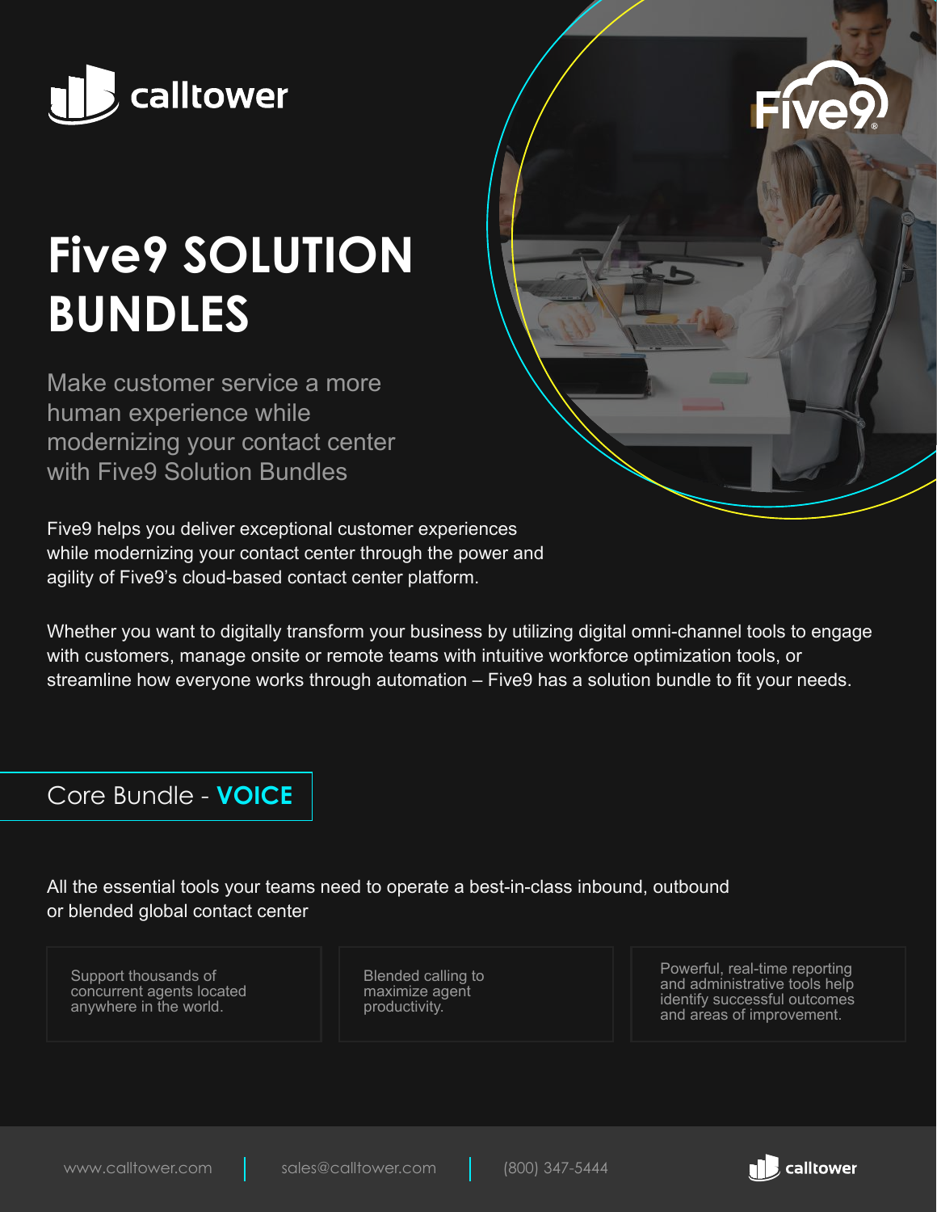calltower

# Five9 SOLUTION BUNDLES

Make customer service a more human experience while modernizing your contact center with Five9 Solution Bundles

Five9 helps you deliver exceptional customer experiences while modernizing your contact center through the power and agility of Five9's cloud-based contact center platform.

Whether you want to digitally transform your business by utilizing digital omni-channel tools to engage with customers, manage onsite or remote teams with intuitive workforce optimization tools, or streamline how everyone works through automation – Five9 has a solution bundle to fit your needs.

## Core Bundle - **VOICE**

All the essential tools your teams need to operate a best-in-class inbound, outbound or blended global contact center

- Support thousands of concurrent agents located anywhere in the world.
- Blended calling to maximize agent productivity.
- Powerful, real-time reporting and administrative tools help identify successful outcomes and areas of improvement.

www.calltower.com | sales@calltower.com | (800) 347-5444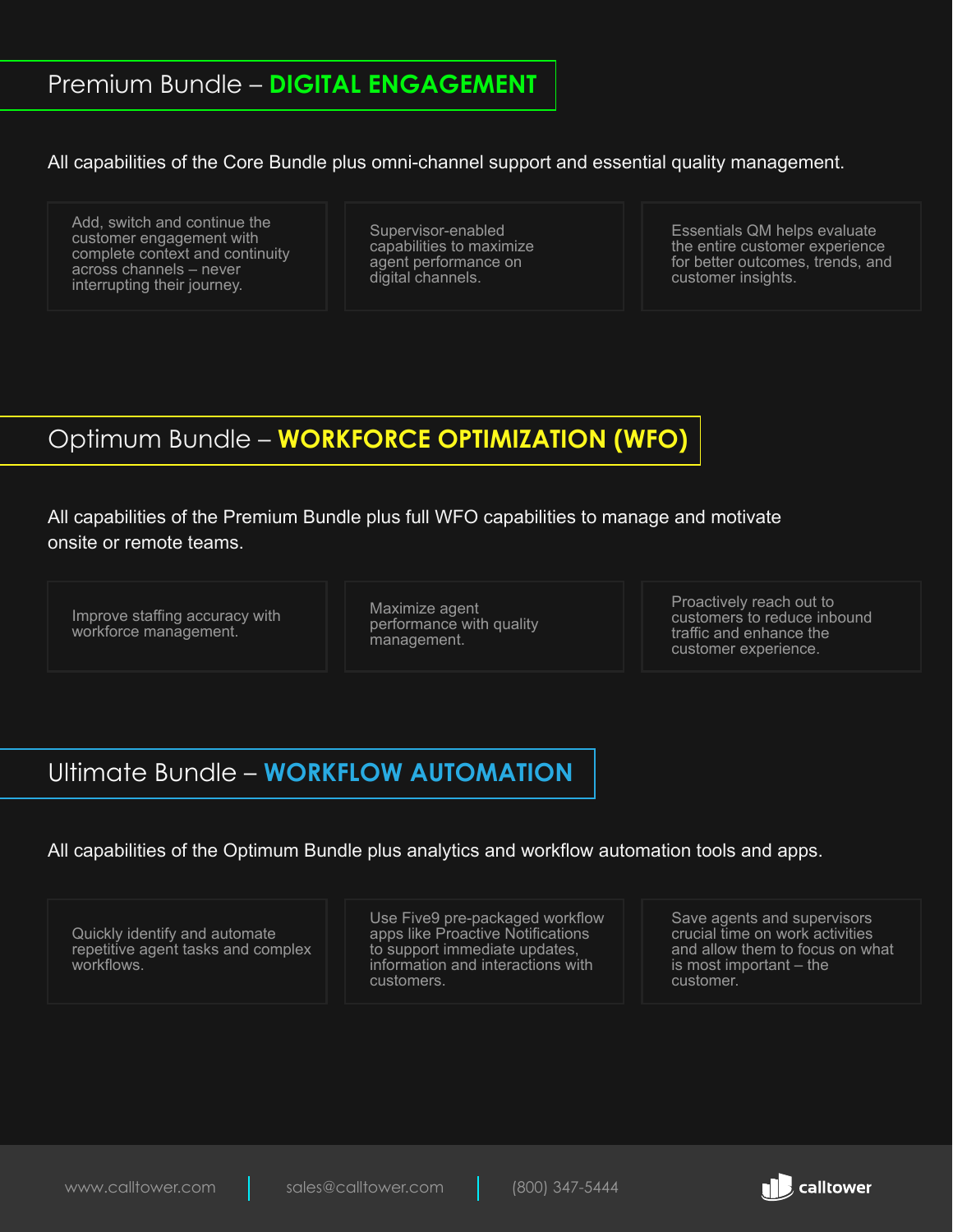## Premium Bundle – DIGITAL ENGAGEMENT

All capabilities of the Core Bundle plus omni-channel support and essential quality management.

- Add, switch and continue the customer engagement with complete context and continuity across channels – never interrupting their journey.
- Supervisor-enabled capabilities to maximize agent performance on digital channels.
- Essentials QM helps evaluate the entire customer experience for better outcomes, trends, and customer insights.

## Optimum Bundle – WORKFORCE OPTIMIZATION (WFO)

All capabilities of the Premium Bundle plus full WFO capabilities to manage and motivate onsite or remote teams.

- Improve staffing accuracy with workforce management.
- Maximize agent performance with quality management.
- Proactively reach out to customers to reduce inbound traffic and enhance the customer experience.

## Ultimate Bundle – WORKFLOW AUTOMATION

All capabilities of the Optimum Bundle plus analytics and workflow automation tools and apps.

- Quickly identify and automate repetitive agent tasks and complex workflows.
- Use Five9 pre-packaged workflow apps like Proactive Notifications to support immediate updates, information and interactions with customers.
- Save agents and supervisors crucial time on work activities and allow them to focus on what is most important – the customer.

www.calltower.com | sales@calltower.com | (800) 347-5444

calltower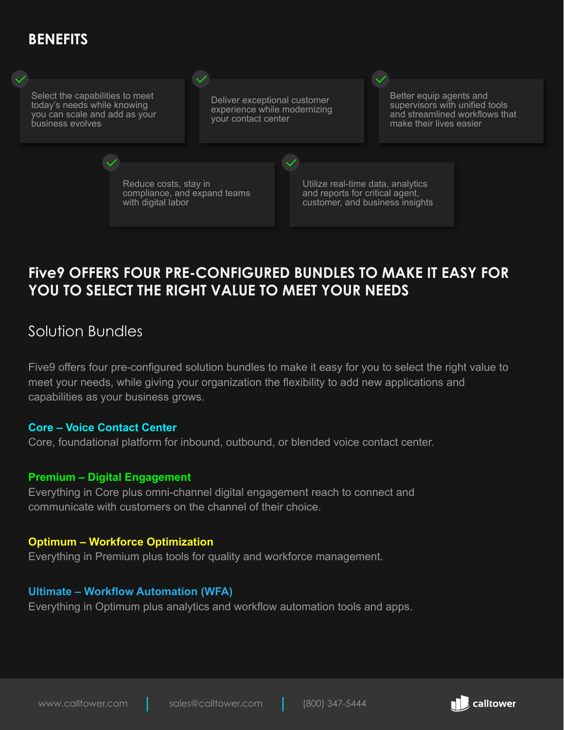## BENEFITS

- Select the capabilities to meet today's needs while knowing you can scale and add as your business evolves
- Deliver exceptional customer experience while modernizing your contact center
- Better equip agents and supervisors with unified tools and streamlined workflows that make their lives easier
- Reduce costs, stay in compliance, and expand teams with digital labor
- Utilize real-time data, analytics and reports for critical agent, customer, and business insights

## Five9 OFFERS FOUR PRE-CONFIGURED BUNDLES TO MAKE IT EASY FOR YOU TO SELECT THE RIGHT VALUE TO MEET YOUR NEEDS

### Solution Bundles

Five9 offers four pre-configured solution bundles to make it easy for you to select the right value to meet your needs, while giving your organization the flexibility to add new applications and capabilities as your business grows.

**Core – Voice Contact Center**
Core, foundational platform for inbound, outbound, or blended voice contact center.

**Premium – Digital Engagement**
Everything in Core plus omni-channel digital engagement reach to connect and communicate with customers on the channel of their choice.

**Optimum – Workforce Optimization**
Everything in Premium plus tools for quality and workforce management.

**Ultimate – Workflow Automation (WFA)**
Everything in Optimum plus analytics and workflow automation tools and apps.

www.calltower.com | sales@calltower.com | (800) 347-5444

calltower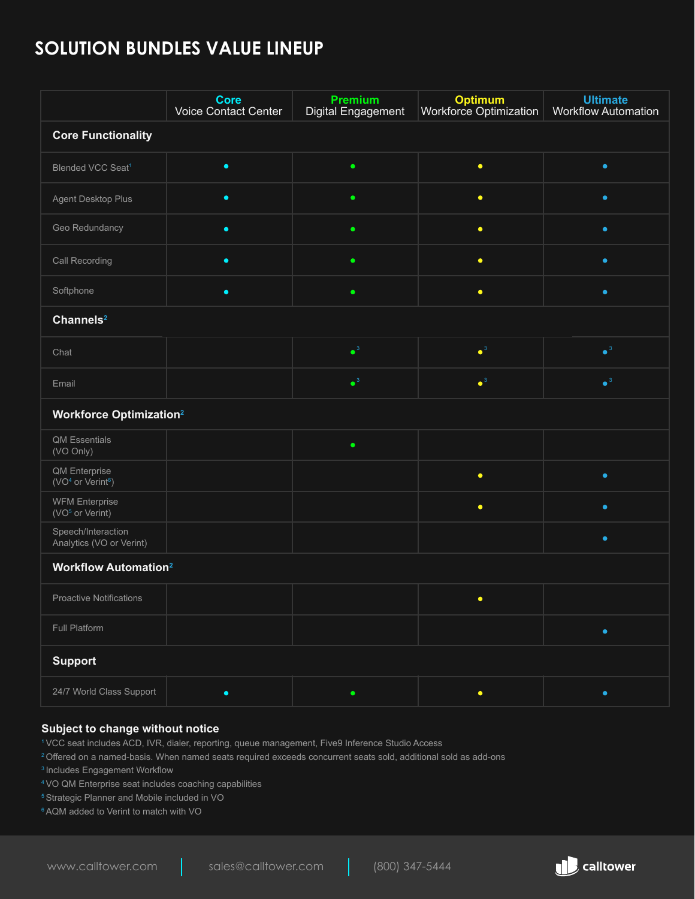# SOLUTION BUNDLES VALUE LINEUP

| | Core Voice Contact Center | Premium Digital Engagement | Optimum Workforce Optimization | Ultimate Workflow Automation |
|---|---|---|---|---|
| **Core Functionality** | | | | |
| Blended VCC Seat[1] | • | • | • | • |
| Agent Desktop Plus | • | • | • | • |
| Geo Redundancy | • | • | • | • |
| Call Recording | • | • | • | • |
| Softphone | • | • | • | • |
| **Channels[2]** | | | | |
| Chat | | •[3] | •[3] | •[3] |
| Email | | •[3] | •[3] | •[3] |
| **Workforce Optimization[2]** | | | | |
| QM Essentials (VO Only) | | • | | |
| QM Enterprise (VO[4] or Verint[6]) | | | • | • |
| WFM Enterprise (VO[5] or Verint) | | | • | • |
| Speech/Interaction Analytics (VO or Verint) | | | | • |
| **Workflow Automation[2]** | | | | |
| Proactive Notifications | | | • | |
| Full Platform | | | | • |
| **Support** | | | | |
| 24/7 World Class Support | • | • | • | • |

**Subject to change without notice**

[1] VCC seat includes ACD, IVR, dialer, reporting, queue management, Five9 Inference Studio Access

[2] Offered on a named-basis. When named seats required exceeds concurrent seats sold, additional sold as add-ons

[3] Includes Engagement Workflow

[4] VO QM Enterprise seat includes coaching capabilities

[5] Strategic Planner and Mobile included in VO

[6] AQM added to Verint to match with VO

www.calltower.com | sales@calltower.com | (800) 347-5444

calltower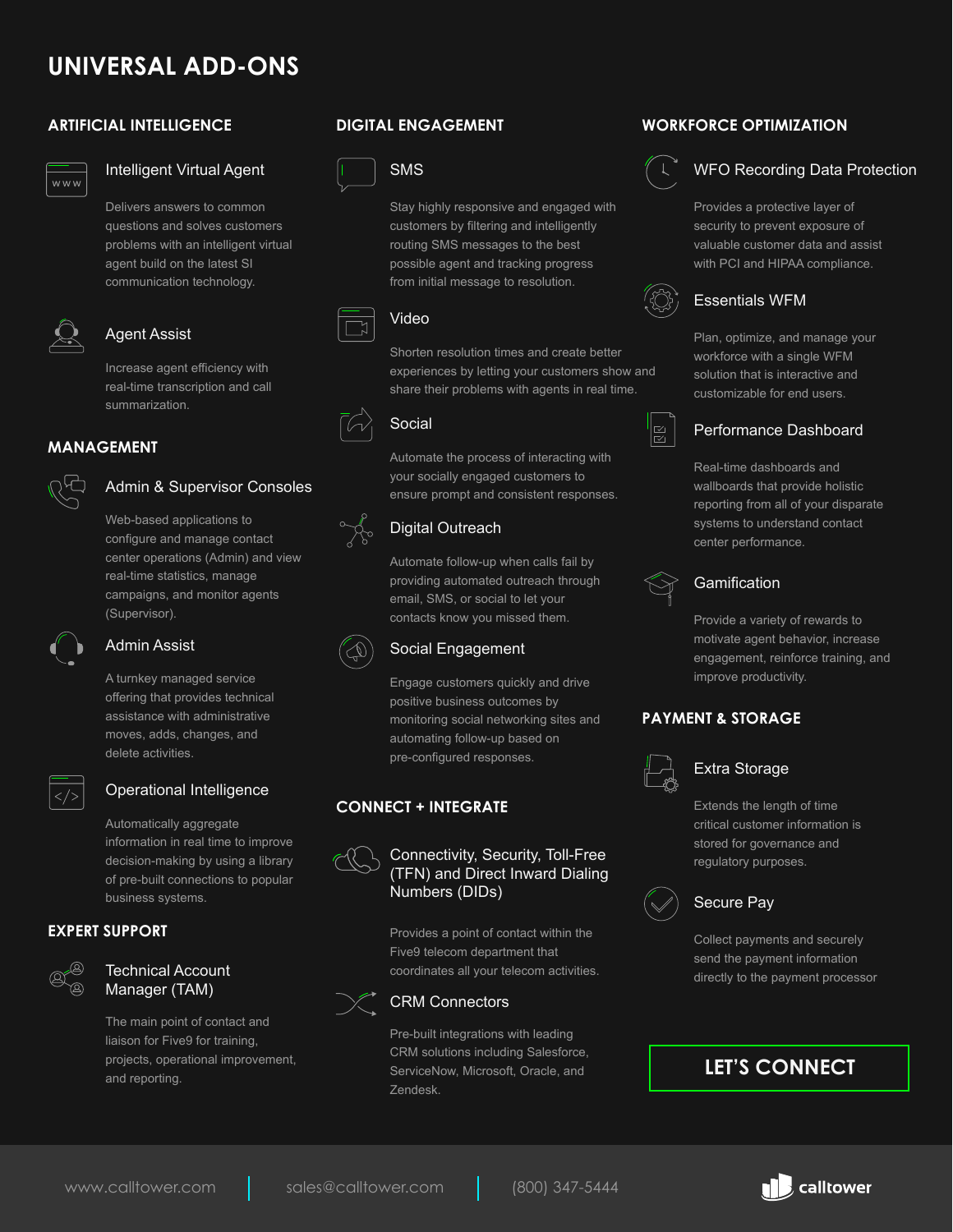# UNIVERSAL ADD-ONS

## ARTIFICIAL INTELLIGENCE

### Intelligent Virtual Agent

Delivers answers to common questions and solves customers problems with an intelligent virtual agent build on the latest SI communication technology.

### Agent Assist

Increase agent efficiency with real-time transcription and call summarization.

## MANAGEMENT

### Admin & Supervisor Consoles

Web-based applications to configure and manage contact center operations (Admin) and view real-time statistics, manage campaigns, and monitor agents (Supervisor).

### Admin Assist

A turnkey managed service offering that provides technical assistance with administrative moves, adds, changes, and delete activities.

### Operational Intelligence

Automatically aggregate information in real time to improve decision-making by using a library of pre-built connections to popular business systems.

## EXPERT SUPPORT

### Technical Account Manager (TAM)

The main point of contact and liaison for Five9 for training, projects, operational improvement, and reporting.

## DIGITAL ENGAGEMENT

### SMS

Stay highly responsive and engaged with customers by filtering and intelligently routing SMS messages to the best possible agent and tracking progress from initial message to resolution.

### Video

Shorten resolution times and create better experiences by letting your customers show and share their problems with agents in real time.

### Social

Automate the process of interacting with your socially engaged customers to ensure prompt and consistent responses.

### Digital Outreach

Automate follow-up when calls fail by providing automated outreach through email, SMS, or social to let your contacts know you missed them.

### Social Engagement

Engage customers quickly and drive positive business outcomes by monitoring social networking sites and automating follow-up based on pre-configured responses.

## CONNECT + INTEGRATE

### Connectivity, Security, Toll-Free (TFN) and Direct Inward Dialing Numbers (DIDs)

Provides a point of contact within the Five9 telecom department that coordinates all your telecom activities.

### CRM Connectors

Pre-built integrations with leading CRM solutions including Salesforce, ServiceNow, Microsoft, Oracle, and Zendesk.

## WORKFORCE OPTIMIZATION

### WFO Recording Data Protection

Provides a protective layer of security to prevent exposure of valuable customer data and assist with PCI and HIPAA compliance.

### Essentials WFM

Plan, optimize, and manage your workforce with a single WFM solution that is interactive and customizable for end users.

### Performance Dashboard

Real-time dashboards and wallboards that provide holistic reporting from all of your disparate systems to understand contact center performance.

### Gamification

Provide a variety of rewards to motivate agent behavior, increase engagement, reinforce training, and improve productivity.

## PAYMENT & STORAGE

### Extra Storage

Extends the length of time critical customer information is stored for governance and regulatory purposes.

### Secure Pay

Collect payments and securely send the payment information directly to the payment processor

**LET'S CONNECT**

www.calltower.com | sales@calltower.com | (800) 347-5444

calltower